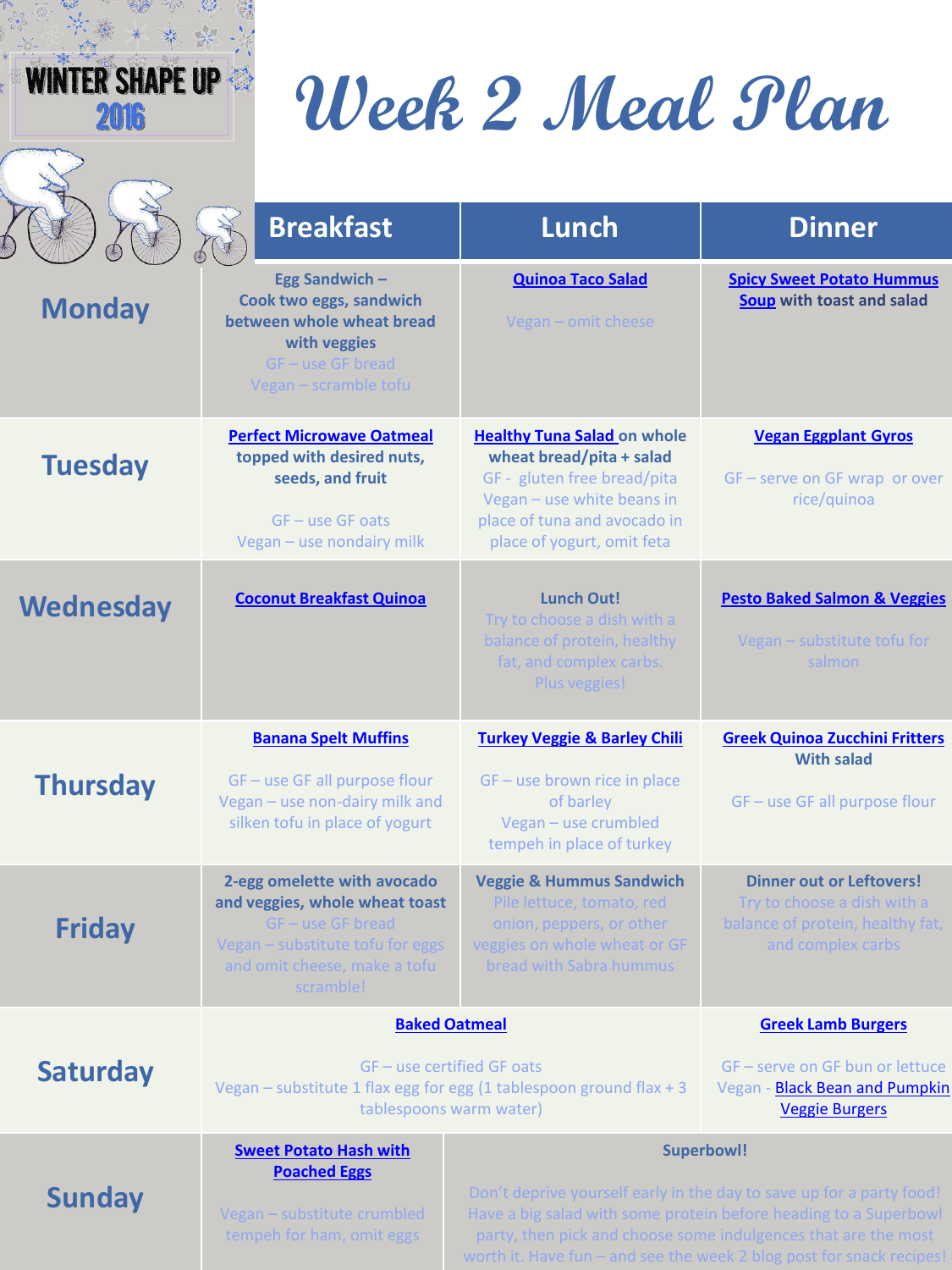WINTER SHAPE UP 2016

# Week 2 Meal Plan

| | Breakfast | Lunch | Dinner |
|---|---|---|---|
| **Monday** | **Egg Sandwich – Cook two eggs, sandwich between whole wheat bread with veggies**<br>GF – use GF bread<br>Vegan – scramble tofu | **Quinoa Taco Salad**<br><br>Vegan – omit cheese | **Spicy Sweet Potato Hummus Soup with toast and salad** |
| **Tuesday** | **Perfect Microwave Oatmeal topped with desired nuts, seeds, and fruit**<br><br>GF – use GF oats<br>Vegan – use nondairy milk | **Healthy Tuna Salad on whole wheat bread/pita + salad**<br>GF - gluten free bread/pita<br>Vegan – use white beans in place of tuna and avocado in place of yogurt, omit feta | **Vegan Eggplant Gyros**<br><br>GF – serve on GF wrap or over rice/quinoa |
| **Wednesday** | **Coconut Breakfast Quinoa** | **Lunch Out!**<br>Try to choose a dish with a balance of protein, healthy fat, and complex carbs. Plus veggies! | **Pesto Baked Salmon & Veggies**<br><br>Vegan – substitute tofu for salmon |
| **Thursday** | **Banana Spelt Muffins**<br><br>GF – use GF all purpose flour<br>Vegan – use non-dairy milk and silken tofu in place of yogurt | **Turkey Veggie & Barley Chili**<br><br>GF – use brown rice in place of barley<br>Vegan – use crumbled tempeh in place of turkey | **Greek Quinoa Zucchini Fritters With salad**<br><br>GF – use GF all purpose flour |
| **Friday** | **2-egg omelette with avocado and veggies, whole wheat toast**<br>GF – use GF bread<br>Vegan – substitute tofu for eggs and omit cheese, make a tofu scramble! | **Veggie & Hummus Sandwich**<br>Pile lettuce, tomato, red onion, peppers, or other veggies on whole wheat or GF bread with Sabra hummus | **Dinner out or Leftovers!**<br>Try to choose a dish with a balance of protein, healthy fat, and complex carbs |
| **Saturday** | **Baked Oatmeal**<br><br>GF – use certified GF oats<br>Vegan – substitute 1 flax egg for egg (1 tablespoon ground flax + 3 tablespoons warm water) | | **Greek Lamb Burgers**<br><br>GF – serve on GF bun or lettuce<br>Vegan - Black Bean and Pumpkin Veggie Burgers |
| **Sunday** | **Sweet Potato Hash with Poached Eggs**<br><br>Vegan – substitute crumbled tempeh for ham, omit eggs | **Superbowl!**<br><br>Don't deprive yourself early in the day to save up for a party food! Have a big salad with some protein before heading to a Superbowl party, then pick and choose some indulgences that are the most worth it. Have fun – and see the week 2 blog post for snack recipes! | |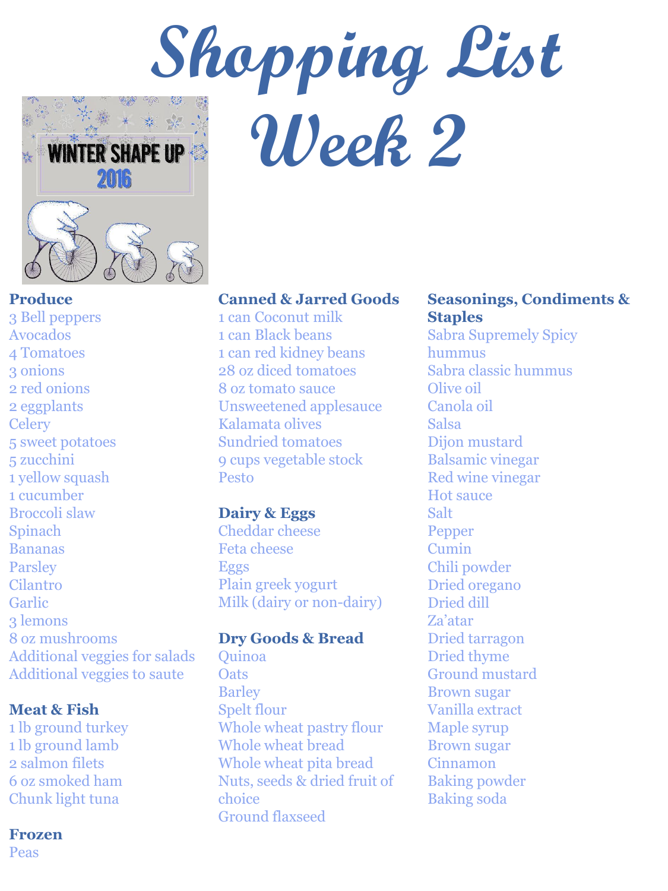# Shopping List Week 2

### Produce
3 Bell peppers
Avocados
4 Tomatoes
3 onions
2 red onions
2 eggplants
Celery
5 sweet potatoes
5 zucchini
1 yellow squash
1 cucumber
Broccoli slaw
Spinach
Bananas
Parsley
Cilantro
Garlic
3 lemons
8 oz mushrooms
Additional veggies for salads
Additional veggies to saute

### Meat & Fish
1 lb ground turkey
1 lb ground lamb
2 salmon filets
6 oz smoked ham
Chunk light tuna

### Frozen
Peas

### Canned & Jarred Goods
1 can Coconut milk
1 can Black beans
1 can red kidney beans
28 oz diced tomatoes
8 oz tomato sauce
Unsweetened applesauce
Kalamata olives
Sundried tomatoes
9 cups vegetable stock
Pesto

### Dairy & Eggs
Cheddar cheese
Feta cheese
Eggs
Plain greek yogurt
Milk (dairy or non-dairy)

### Dry Goods & Bread
Quinoa
Oats
Barley
Spelt flour
Whole wheat pastry flour
Whole wheat bread
Whole wheat pita bread
Nuts, seeds & dried fruit of choice
Ground flaxseed

### Seasonings, Condiments & Staples
Sabra Supremely Spicy hummus
Sabra classic hummus
Olive oil
Canola oil
Salsa
Dijon mustard
Balsamic vinegar
Red wine vinegar
Hot sauce
Salt
Pepper
Cumin
Chili powder
Dried oregano
Dried dill
Za'atar
Dried tarragon
Dried thyme
Ground mustard
Brown sugar
Vanilla extract
Maple syrup
Brown sugar
Cinnamon
Baking powder
Baking soda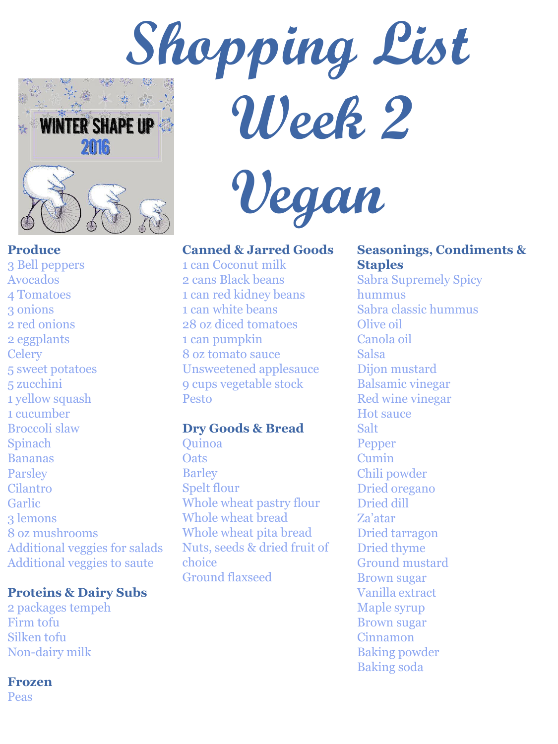# Shopping List Week 2 Vegan

WINTER SHAPE UP 2016

### Produce

3 Bell peppers
Avocados
4 Tomatoes
3 onions
2 red onions
2 eggplants
Celery
5 sweet potatoes
5 zucchini
1 yellow squash
1 cucumber
Broccoli slaw
Spinach
Bananas
Parsley
Cilantro
Garlic
3 lemons
8 oz mushrooms
Additional veggies for salads
Additional veggies to saute

### Proteins & Dairy Subs

2 packages tempeh
Firm tofu
Silken tofu
Non-dairy milk

### Frozen

Peas

### Canned & Jarred Goods

1 can Coconut milk
2 cans Black beans
1 can red kidney beans
1 can white beans
28 oz diced tomatoes
1 can pumpkin
8 oz tomato sauce
Unsweetened applesauce
9 cups vegetable stock
Pesto

### Dry Goods & Bread

Quinoa
Oats
Barley
Spelt flour
Whole wheat pastry flour
Whole wheat bread
Whole wheat pita bread
Nuts, seeds & dried fruit of choice
Ground flaxseed

### Seasonings, Condiments & Staples

Sabra Supremely Spicy hummus
Sabra classic hummus
Olive oil
Canola oil
Salsa
Dijon mustard
Balsamic vinegar
Red wine vinegar
Hot sauce
Salt
Pepper
Cumin
Chili powder
Dried oregano
Dried dill
Za'atar
Dried tarragon
Dried thyme
Ground mustard
Brown sugar
Vanilla extract
Maple syrup
Brown sugar
Cinnamon
Baking powder
Baking soda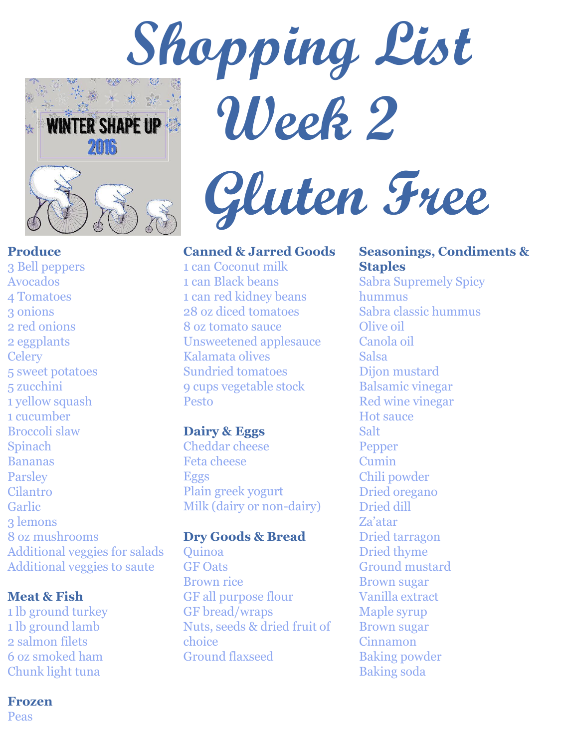# Shopping List Week 2 Gluten Free

**Produce**
3 Bell peppers
Avocados
4 Tomatoes
3 onions
2 red onions
2 eggplants
Celery
5 sweet potatoes
5 zucchini
1 yellow squash
1 cucumber
Broccoli slaw
Spinach
Bananas
Parsley
Cilantro
Garlic
3 lemons
8 oz mushrooms
Additional veggies for salads
Additional veggies to saute

**Meat & Fish**
1 lb ground turkey
1 lb ground lamb
2 salmon filets
6 oz smoked ham
Chunk light tuna

**Frozen**
Peas

**Canned & Jarred Goods**
1 can Coconut milk
1 can Black beans
1 can red kidney beans
28 oz diced tomatoes
8 oz tomato sauce
Unsweetened applesauce
Kalamata olives
Sundried tomatoes
9 cups vegetable stock
Pesto

**Dairy & Eggs**
Cheddar cheese
Feta cheese
Eggs
Plain greek yogurt
Milk (dairy or non-dairy)

**Dry Goods & Bread**
Quinoa
GF Oats
Brown rice
GF all purpose flour
GF bread/wraps
Nuts, seeds & dried fruit of choice
Ground flaxseed

**Seasonings, Condiments & Staples**
Sabra Supremely Spicy hummus
Sabra classic hummus
Olive oil
Canola oil
Salsa
Dijon mustard
Balsamic vinegar
Red wine vinegar
Hot sauce
Salt
Pepper
Cumin
Chili powder
Dried oregano
Dried dill
Za'atar
Dried tarragon
Dried thyme
Ground mustard
Brown sugar
Vanilla extract
Maple syrup
Brown sugar
Cinnamon
Baking powder
Baking soda